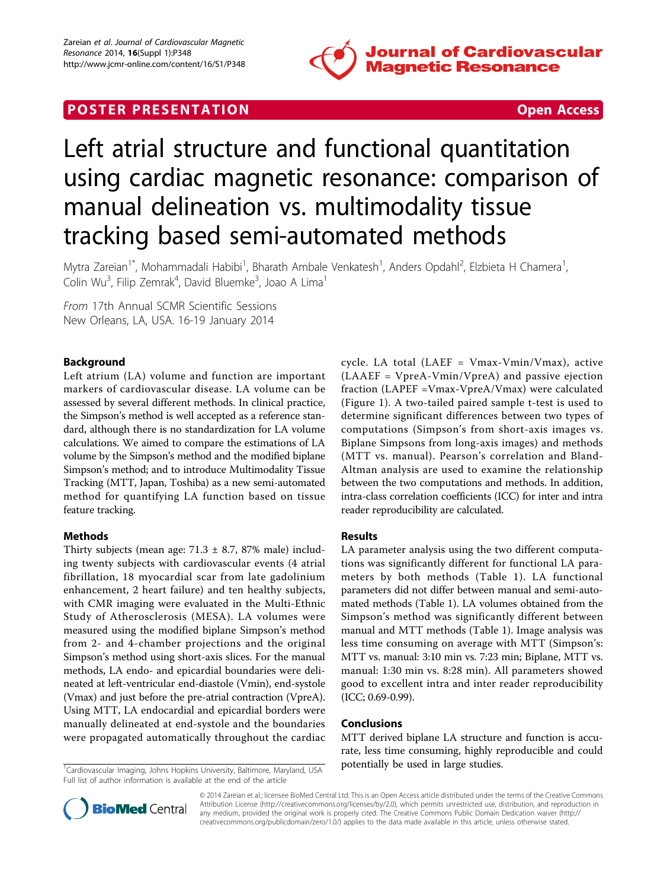POSTER PRESENTATION | Open Access

# Left atrial structure and functional quantitation using cardiac magnetic resonance: comparison of manual delineation vs. multimodality tissue tracking based semi-automated methods

Mytra Zareian[1*], Mohammadali Habibi[1], Bharath Ambale Venkatesh[1], Anders Opdahl[2], Elzbieta H Chamera[1], Colin Wu[3], Filip Zemrak[4], David Bluemke[3], Joao A Lima[1]

*From* 17th Annual SCMR Scientific Sessions
New Orleans, LA, USA. 16-19 January 2014

## Background

Left atrium (LA) volume and function are important markers of cardiovascular disease. LA volume can be assessed by several different methods. In clinical practice, the Simpson's method is well accepted as a reference standard, although there is no standardization for LA volume calculations. We aimed to compare the estimations of LA volume by the Simpson's method and the modified biplane Simpson's method; and to introduce Multimodality Tissue Tracking (MTT, Japan, Toshiba) as a new semi-automated method for quantifying LA function based on tissue feature tracking.

## Methods

Thirty subjects (mean age: 71.3 ± 8.7, 87% male) including twenty subjects with cardiovascular events (4 atrial fibrillation, 18 myocardial scar from late gadolinium enhancement, 2 heart failure) and ten healthy subjects, with CMR imaging were evaluated in the Multi-Ethnic Study of Atherosclerosis (MESA). LA volumes were measured using the modified biplane Simpson's method from 2- and 4-chamber projections and the original Simpson's method using short-axis slices. For the manual methods, LA endo- and epicardial boundaries were delineated at left-ventricular end-diastole (Vmin), end-systole (Vmax) and just before the pre-atrial contraction (VpreA). Using MTT, LA endocardial and epicardial borders were manually delineated at end-systole and the boundaries were propagated automatically throughout the cardiac cycle. LA total (LAEF = Vmax-Vmin/Vmax), active (LAAEF = VpreA-Vmin/VpreA) and passive ejection fraction (LAPEF =Vmax-VpreA/Vmax) were calculated (Figure 1). A two-tailed paired sample t-test is used to determine significant differences between two types of computations (Simpson's from short-axis images vs. Biplane Simpsons from long-axis images) and methods (MTT vs. manual). Pearson's correlation and Bland-Altman analysis are used to examine the relationship between the two computations and methods. In addition, intra-class correlation coefficients (ICC) for inter and intra reader reproducibility are calculated.

## Results

LA parameter analysis using the two different computations was significantly different for functional LA parameters by both methods (Table 1). LA functional parameters did not differ between manual and semi-automated methods (Table 1). LA volumes obtained from the Simpson's method was significantly different between manual and MTT methods (Table 1). Image analysis was less time consuming on average with MTT (Simpson's: MTT vs. manual: 3:10 min vs. 7:23 min; Biplane, MTT vs. manual: 1:30 min vs. 8:28 min). All parameters showed good to excellent intra and inter reader reproducibility (ICC; 0.69-0.99).

## Conclusions

MTT derived biplane LA structure and function is accurate, less time consuming, highly reproducible and could potentially be used in large studies.

[1]Cardiovascular Imaging, Johns Hopkins University, Baltimore, Maryland, USA
Full list of author information is available at the end of the article

© 2014 Zareian et al.; licensee BioMed Central Ltd. This is an Open Access article distributed under the terms of the Creative Commons Attribution License (http://creativecommons.org/licenses/by/2.0), which permits unrestricted use, distribution, and reproduction in any medium, provided the original work is properly cited. The Creative Commons Public Domain Dedication waiver (http://creativecommons.org/publicdomain/zero/1.0/) applies to the data made available in this article, unless otherwise stated.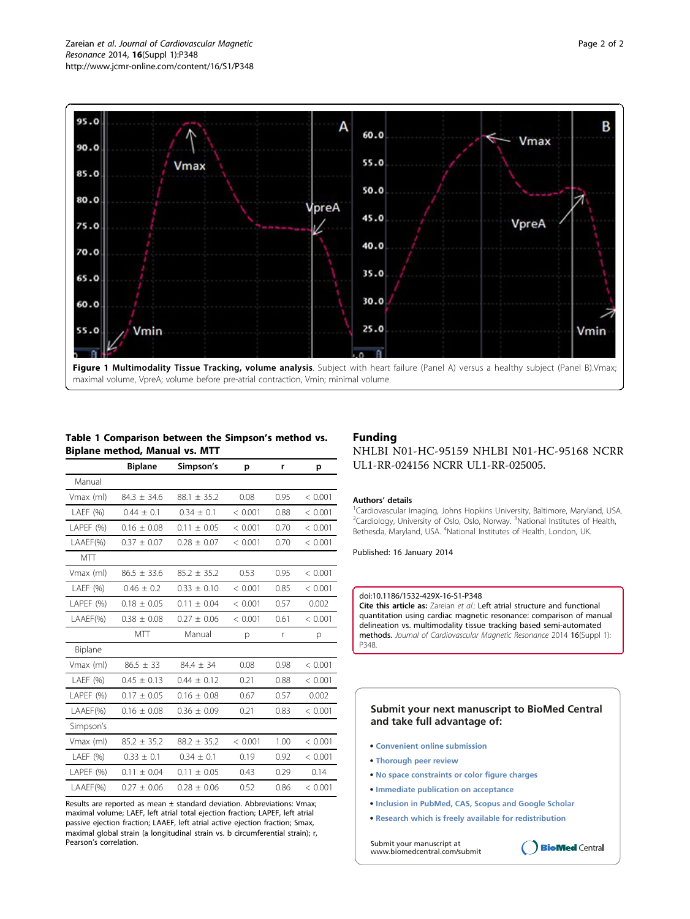95.0
90.0
85.0
80.0
75.0
70.0
65.0
60.0
55.0
A
Vmax
VpreA
Vmin

60.0
55.0
50.0
45.0
40.0
35.0
30.0
25.0
B
Vmax
VpreA
Vmin

**Figure 1 Multimodality Tissue Tracking, volume analysis**. Subject with heart failure (Panel A) versus a healthy subject (Panel B).Vmax; maximal volume, VpreA; volume before pre-atrial contraction, Vmin; minimal volume.

**Table 1 Comparison between the Simpson's method vs. Biplane method, Manual vs. MTT**

| | Biplane | Simpson's | p | r | p |
|---|---|---|---|---|---|
| Manual | | | | | |
| Vmax (ml) | 84.3 ± 34.6 | 88.1 ± 35.2 | 0.08 | 0.95 | < 0.001 |
| LAEF (%) | 0.44 ± 0.1 | 0.34 ± 0.1 | < 0.001 | 0.88 | < 0.001 |
| LAPEF (%) | 0.16 ± 0.08 | 0.11 ± 0.05 | < 0.001 | 0.70 | < 0.001 |
| LAAEF(%) | 0.37 ± 0.07 | 0.28 ± 0.07 | < 0.001 | 0.70 | < 0.001 |
| MTT | | | | | |
| Vmax (ml) | 86.5 ± 33.6 | 85.2 ± 35.2 | 0.53 | 0.95 | < 0.001 |
| LAEF (%) | 0.46 ± 0.2 | 0.33 ± 0.10 | < 0.001 | 0.85 | < 0.001 |
| LAPEF (%) | 0.18 ± 0.05 | 0.11 ± 0.04 | < 0.001 | 0.57 | 0.002 |
| LAAEF(%) | 0.38 ± 0.08 | 0.27 ± 0.06 | < 0.001 | 0.61 | < 0.001 |
| | MTT | Manual | p | r | p |
| Biplane | | | | | |
| Vmax (ml) | 86.5 ± 33 | 84.4 ± 34 | 0.08 | 0.98 | < 0.001 |
| LAEF (%) | 0.45 ± 0.13 | 0.44 ± 0.12 | 0.21 | 0.88 | < 0.001 |
| LAPEF (%) | 0.17 ± 0.05 | 0.16 ± 0.08 | 0.67 | 0.57 | 0.002 |
| LAAEF(%) | 0.16 ± 0.08 | 0.36 ± 0.09 | 0.21 | 0.83 | < 0.001 |
| Simpson's | | | | | |
| Vmax (ml) | 85.2 ± 35.2 | 88.2 ± 35.2 | < 0.001 | 1.00 | < 0.001 |
| LAEF (%) | 0.33 ± 0.1 | 0.34 ± 0.1 | 0.19 | 0.92 | < 0.001 |
| LAPEF (%) | 0.11 ± 0.04 | 0.11 ± 0.05 | 0.43 | 0.29 | 0.14 |
| LAAEF(%) | 0.27 ± 0.06 | 0.28 ± 0.06 | 0.52 | 0.86 | < 0.001 |

Results are reported as mean ± standard deviation. Abbreviations: Vmax; maximal volume; LAEF, left atrial total ejection fraction; LAPEF, left atrial passive ejection fraction; LAAEF, left atrial active ejection fraction; Smax, maximal global strain (a longitudinal strain vs. b circumferential strain); r, Pearson's correlation.

## Funding

NHLBI N01-HC-95159 NHLBI N01-HC-95168 NCRR UL1-RR-024156 NCRR UL1-RR-025005.

### Authors' details

[1]Cardiovascular Imaging, Johns Hopkins University, Baltimore, Maryland, USA. [2]Cardiology, University of Oslo, Oslo, Norway. [3]National Institutes of Health, Bethesda, Maryland, USA. [4]National Institutes of Health, London, UK.

Published: 16 January 2014

doi:10.1186/1532-429X-16-S1-P348
**Cite this article as:** Zareian *et al.*: Left atrial structure and functional quantitation using cardiac magnetic resonance: comparison of manual delineation vs. multimodality tissue tracking based semi-automated methods. *Journal of Cardiovascular Magnetic Resonance* 2014 16(Suppl 1): P348.

**Submit your next manuscript to BioMed Central and take full advantage of:**

- Convenient online submission
- Thorough peer review
- No space constraints or color figure charges
- Immediate publication on acceptance
- Inclusion in PubMed, CAS, Scopus and Google Scholar
- Research which is freely available for redistribution

Submit your manuscript at www.biomedcentral.com/submit

BioMed Central